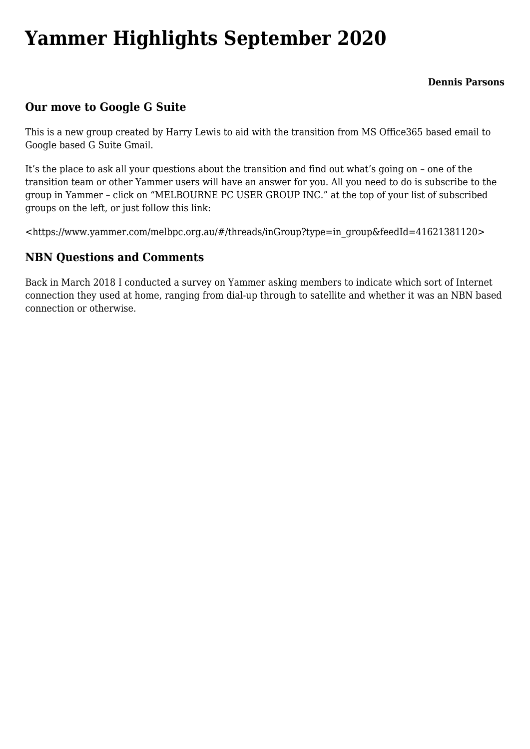# Yammer Highlights September 2020

**Dennis Parsons**

## Our move to Google G Suite

This is a new group created by Harry Lewis to aid with the transition from MS Office365 based email to Google based G Suite Gmail.

It's the place to ask all your questions about the transition and find out what's going on – one of the transition team or other Yammer users will have an answer for you. All you need to do is subscribe to the group in Yammer – click on "MELBOURNE PC USER GROUP INC." at the top of your list of subscribed groups on the left, or just follow this link:

<https://www.yammer.com/melbpc.org.au/#/threads/inGroup?type=in_group&feedId=41621381120>

## NBN Questions and Comments

Back in March 2018 I conducted a survey on Yammer asking members to indicate which sort of Internet connection they used at home, ranging from dial-up through to satellite and whether it was an NBN based connection or otherwise.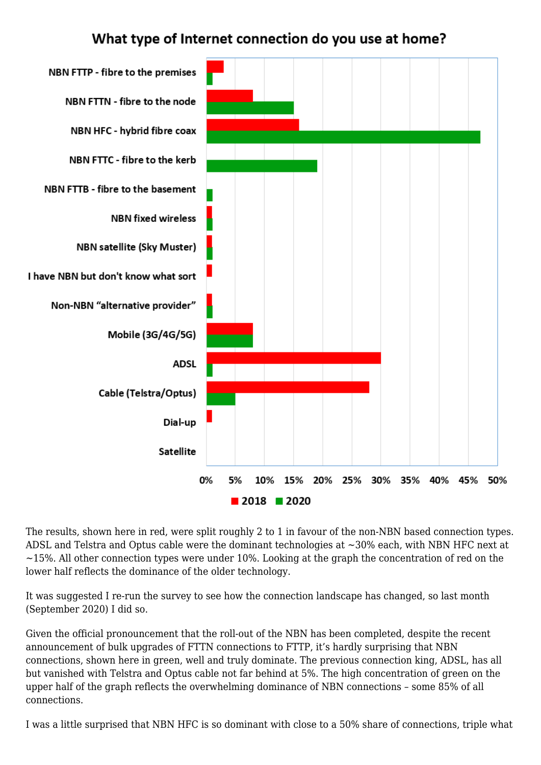## What type of Internet connection do you use at home?

The results, shown here in red, were split roughly 2 to 1 in favour of the non-NBN based connection types. ADSL and Telstra and Optus cable were the dominant technologies at ~30% each, with NBN HFC next at ~15%. All other connection types were under 10%. Looking at the graph the concentration of red on the lower half reflects the dominance of the older technology.

It was suggested I re-run the survey to see how the connection landscape has changed, so last month (September 2020) I did so.

Given the official pronouncement that the roll-out of the NBN has been completed, despite the recent announcement of bulk upgrades of FTTN connections to FTTP, it's hardly surprising that NBN connections, shown here in green, well and truly dominate. The previous connection king, ADSL, has all but vanished with Telstra and Optus cable not far behind at 5%. The high concentration of green on the upper half of the graph reflects the overwhelming dominance of NBN connections – some 85% of all connections.

I was a little surprised that NBN HFC is so dominant with close to a 50% share of connections, triple what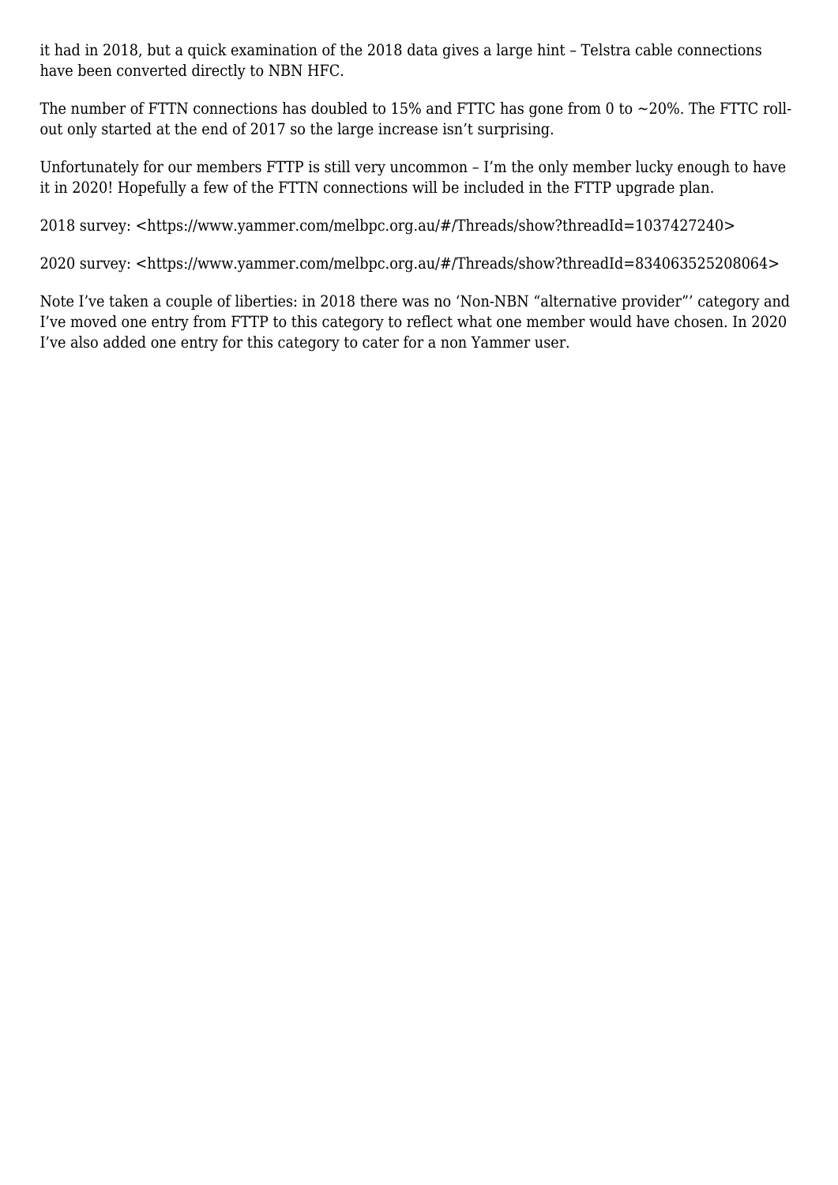it had in 2018, but a quick examination of the 2018 data gives a large hint – Telstra cable connections have been converted directly to NBN HFC.

The number of FTTN connections has doubled to 15% and FTTC has gone from 0 to ~20%. The FTTC roll-out only started at the end of 2017 so the large increase isn't surprising.

Unfortunately for our members FTTP is still very uncommon – I'm the only member lucky enough to have it in 2020! Hopefully a few of the FTTN connections will be included in the FTTP upgrade plan.

2018 survey: <https://www.yammer.com/melbpc.org.au/#/Threads/show?threadId=1037427240>

2020 survey: <https://www.yammer.com/melbpc.org.au/#/Threads/show?threadId=834063525208064>

Note I've taken a couple of liberties: in 2018 there was no 'Non-NBN "alternative provider"' category and I've moved one entry from FTTP to this category to reflect what one member would have chosen. In 2020 I've also added one entry for this category to cater for a non Yammer user.